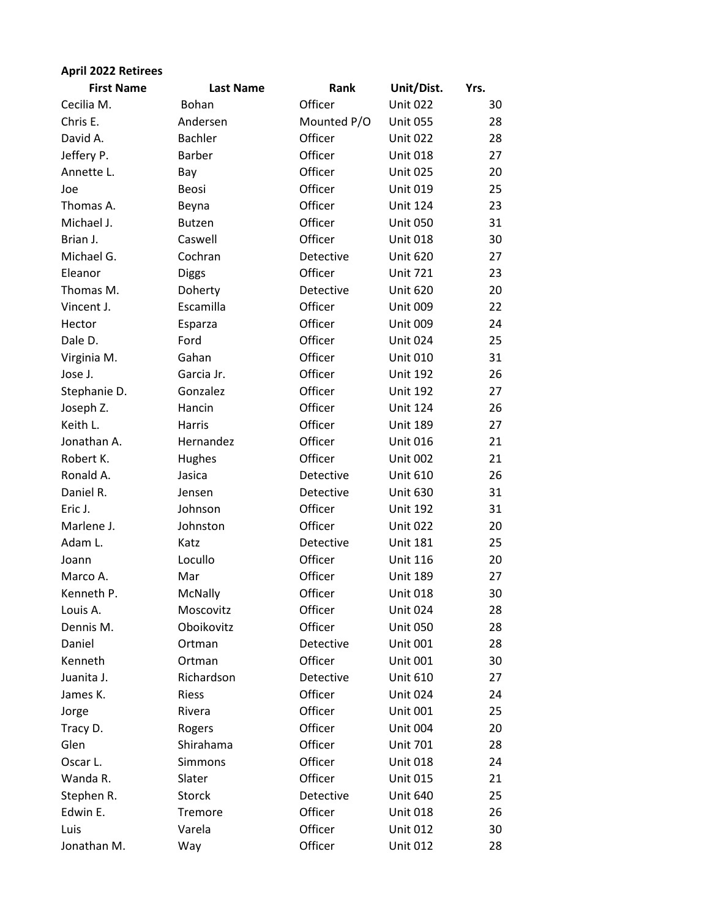**April 2022 Retirees**

| First Name | Last Name | Rank | Unit/Dist. | Yrs. |
|---|---|---|---|---|
| Cecilia M. | Bohan | Officer | Unit 022 | 30 |
| Chris E. | Andersen | Mounted P/O | Unit 055 | 28 |
| David A. | Bachler | Officer | Unit 022 | 28 |
| Jeffery P. | Barber | Officer | Unit 018 | 27 |
| Annette L. | Bay | Officer | Unit 025 | 20 |
| Joe | Beosi | Officer | Unit 019 | 25 |
| Thomas A. | Beyna | Officer | Unit 124 | 23 |
| Michael J. | Butzen | Officer | Unit 050 | 31 |
| Brian J. | Caswell | Officer | Unit 018 | 30 |
| Michael G. | Cochran | Detective | Unit 620 | 27 |
| Eleanor | Diggs | Officer | Unit 721 | 23 |
| Thomas M. | Doherty | Detective | Unit 620 | 20 |
| Vincent J. | Escamilla | Officer | Unit 009 | 22 |
| Hector | Esparza | Officer | Unit 009 | 24 |
| Dale D. | Ford | Officer | Unit 024 | 25 |
| Virginia M. | Gahan | Officer | Unit 010 | 31 |
| Jose J. | Garcia Jr. | Officer | Unit 192 | 26 |
| Stephanie D. | Gonzalez | Officer | Unit 192 | 27 |
| Joseph Z. | Hancin | Officer | Unit 124 | 26 |
| Keith L. | Harris | Officer | Unit 189 | 27 |
| Jonathan A. | Hernandez | Officer | Unit 016 | 21 |
| Robert K. | Hughes | Officer | Unit 002 | 21 |
| Ronald A. | Jasica | Detective | Unit 610 | 26 |
| Daniel R. | Jensen | Detective | Unit 630 | 31 |
| Eric J. | Johnson | Officer | Unit 192 | 31 |
| Marlene J. | Johnston | Officer | Unit 022 | 20 |
| Adam L. | Katz | Detective | Unit 181 | 25 |
| Joann | Locullo | Officer | Unit 116 | 20 |
| Marco A. | Mar | Officer | Unit 189 | 27 |
| Kenneth P. | McNally | Officer | Unit 018 | 30 |
| Louis A. | Moscovitz | Officer | Unit 024 | 28 |
| Dennis M. | Oboikovitz | Officer | Unit 050 | 28 |
| Daniel | Ortman | Detective | Unit 001 | 28 |
| Kenneth | Ortman | Officer | Unit 001 | 30 |
| Juanita J. | Richardson | Detective | Unit 610 | 27 |
| James K. | Riess | Officer | Unit 024 | 24 |
| Jorge | Rivera | Officer | Unit 001 | 25 |
| Tracy D. | Rogers | Officer | Unit 004 | 20 |
| Glen | Shirahama | Officer | Unit 701 | 28 |
| Oscar L. | Simmons | Officer | Unit 018 | 24 |
| Wanda R. | Slater | Officer | Unit 015 | 21 |
| Stephen R. | Storck | Detective | Unit 640 | 25 |
| Edwin E. | Tremore | Officer | Unit 018 | 26 |
| Luis | Varela | Officer | Unit 012 | 30 |
| Jonathan M. | Way | Officer | Unit 012 | 28 |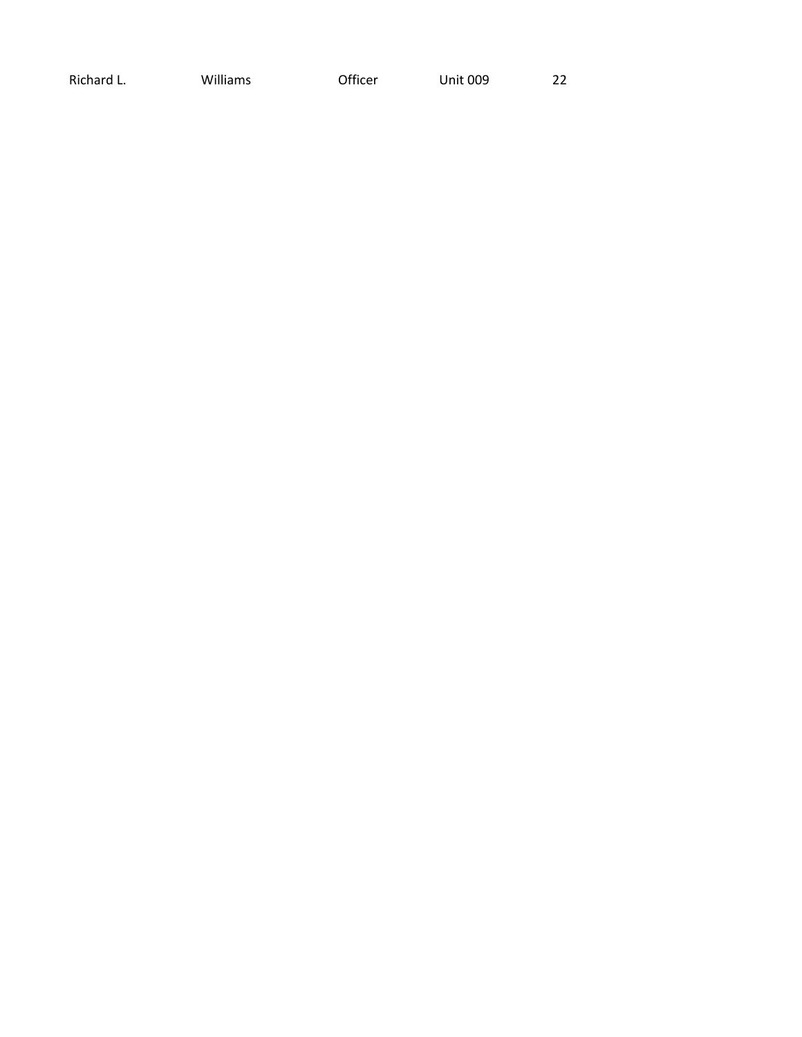| | | | | |
|---|---|---|---|---|
| Richard L. | Williams | Officer | Unit 009 | 22 |